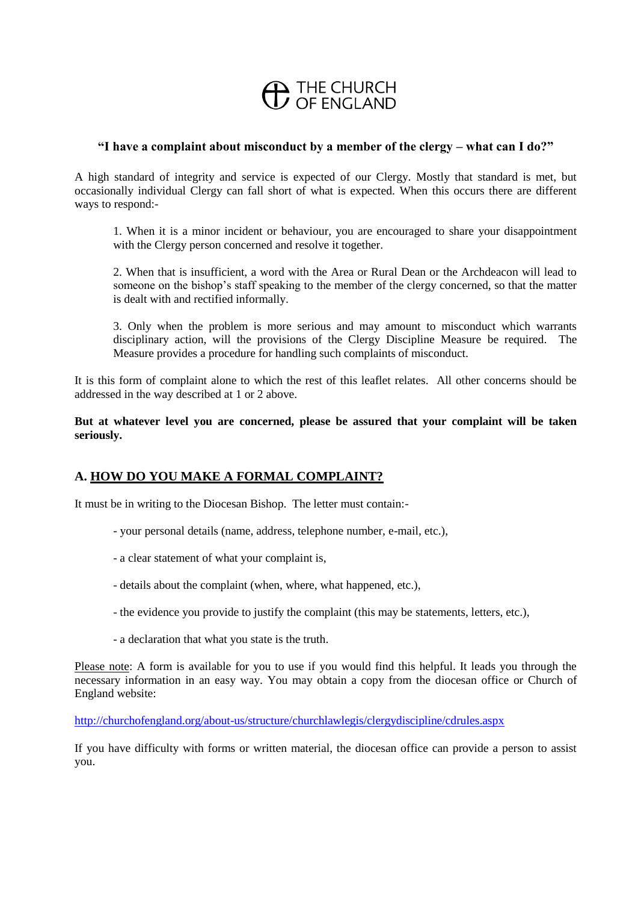THE CHURCH OF ENGLAND

**"I have a complaint about misconduct by a member of the clergy – what can I do?"**

A high standard of integrity and service is expected of our Clergy. Mostly that standard is met, but occasionally individual Clergy can fall short of what is expected. When this occurs there are different ways to respond:-

1. When it is a minor incident or behaviour, you are encouraged to share your disappointment with the Clergy person concerned and resolve it together.

2. When that is insufficient, a word with the Area or Rural Dean or the Archdeacon will lead to someone on the bishop's staff speaking to the member of the clergy concerned, so that the matter is dealt with and rectified informally.

3. Only when the problem is more serious and may amount to misconduct which warrants disciplinary action, will the provisions of the Clergy Discipline Measure be required. The Measure provides a procedure for handling such complaints of misconduct.

It is this form of complaint alone to which the rest of this leaflet relates. All other concerns should be addressed in the way described at 1 or 2 above.

**But at whatever level you are concerned, please be assured that your complaint will be taken seriously.**

## A. HOW DO YOU MAKE A FORMAL COMPLAINT?

It must be in writing to the Diocesan Bishop. The letter must contain:-

- your personal details (name, address, telephone number, e-mail, etc.),
- a clear statement of what your complaint is,
- details about the complaint (when, where, what happened, etc.),
- the evidence you provide to justify the complaint (this may be statements, letters, etc.),
- a declaration that what you state is the truth.

Please note: A form is available for you to use if you would find this helpful. It leads you through the necessary information in an easy way. You may obtain a copy from the diocesan office or Church of England website:

http://churchofengland.org/about-us/structure/churchlawlegis/clergydiscipline/cdrules.aspx

If you have difficulty with forms or written material, the diocesan office can provide a person to assist you.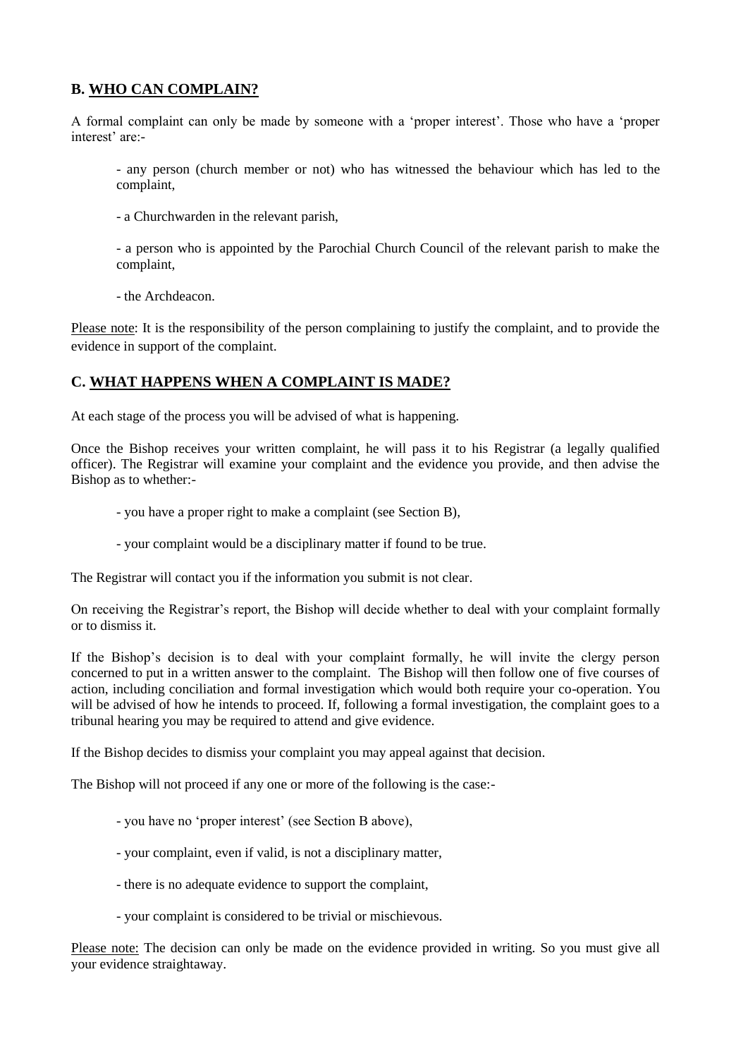## B. <u>WHO CAN COMPLAIN?</u>

A formal complaint can only be made by someone with a 'proper interest'. Those who have a 'proper interest' are:-

- any person (church member or not) who has witnessed the behaviour which has led to the complaint,
- a Churchwarden in the relevant parish,
- a person who is appointed by the Parochial Church Council of the relevant parish to make the complaint,
- the Archdeacon.

<u>Please note</u>: It is the responsibility of the person complaining to justify the complaint, and to provide the evidence in support of the complaint.

## C. <u>WHAT HAPPENS WHEN A COMPLAINT IS MADE?</u>

At each stage of the process you will be advised of what is happening.

Once the Bishop receives your written complaint, he will pass it to his Registrar (a legally qualified officer). The Registrar will examine your complaint and the evidence you provide, and then advise the Bishop as to whether:-

- you have a proper right to make a complaint (see Section B),
- your complaint would be a disciplinary matter if found to be true.

The Registrar will contact you if the information you submit is not clear.

On receiving the Registrar's report, the Bishop will decide whether to deal with your complaint formally or to dismiss it.

If the Bishop's decision is to deal with your complaint formally, he will invite the clergy person concerned to put in a written answer to the complaint. The Bishop will then follow one of five courses of action, including conciliation and formal investigation which would both require your co-operation. You will be advised of how he intends to proceed. If, following a formal investigation, the complaint goes to a tribunal hearing you may be required to attend and give evidence.

If the Bishop decides to dismiss your complaint you may appeal against that decision.

The Bishop will not proceed if any one or more of the following is the case:-

- you have no 'proper interest' (see Section B above),
- your complaint, even if valid, is not a disciplinary matter,
- there is no adequate evidence to support the complaint,
- your complaint is considered to be trivial or mischievous.

<u>Please note:</u> The decision can only be made on the evidence provided in writing. So you must give all your evidence straightaway.